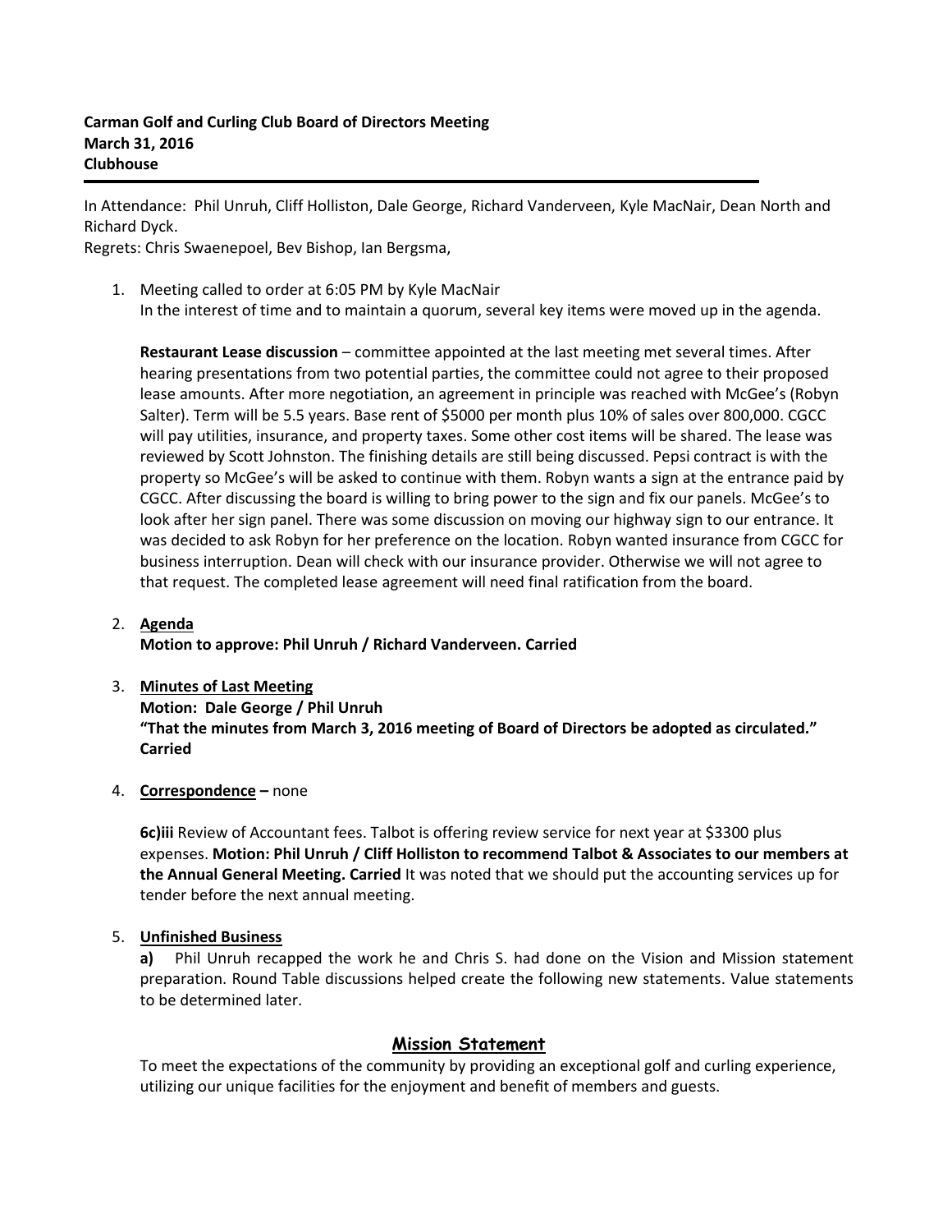**Carman Golf and Curling Club Board of Directors Meeting**
**March 31, 2016**
**Clubhouse**

---

In Attendance: Phil Unruh, Cliff Holliston, Dale George, Richard Vanderveen, Kyle MacNair, Dean North and Richard Dyck.
Regrets: Chris Swaenepoel, Bev Bishop, Ian Bergsma,

1. Meeting called to order at 6:05 PM by Kyle MacNair
   In the interest of time and to maintain a quorum, several key items were moved up in the agenda.

   **Restaurant Lease discussion** – committee appointed at the last meeting met several times. After hearing presentations from two potential parties, the committee could not agree to their proposed lease amounts. After more negotiation, an agreement in principle was reached with McGee's (Robyn Salter). Term will be 5.5 years. Base rent of $5000 per month plus 10% of sales over 800,000. CGCC will pay utilities, insurance, and property taxes. Some other cost items will be shared. The lease was reviewed by Scott Johnston. The finishing details are still being discussed. Pepsi contract is with the property so McGee's will be asked to continue with them. Robyn wants a sign at the entrance paid by CGCC. After discussing the board is willing to bring power to the sign and fix our panels. McGee's to look after her sign panel. There was some discussion on moving our highway sign to our entrance. It was decided to ask Robyn for her preference on the location. Robyn wanted insurance from CGCC for business interruption. Dean will check with our insurance provider. Otherwise we will not agree to that request. The completed lease agreement will need final ratification from the board.

2. <u>**Agenda**</u>
   **Motion to approve: Phil Unruh / Richard Vanderveen. Carried**

3. <u>**Minutes of Last Meeting**</u>
   **Motion: Dale George / Phil Unruh**
   **"That the minutes from March 3, 2016 meeting of Board of Directors be adopted as circulated." Carried**

4. <u>**Correspondence**</u> **–** none

   **6c)iii** Review of Accountant fees. Talbot is offering review service for next year at $3300 plus expenses. **Motion: Phil Unruh / Cliff Holliston to recommend Talbot & Associates to our members at the Annual General Meeting. Carried** It was noted that we should put the accounting services up for tender before the next annual meeting.

5. <u>**Unfinished Business**</u>
   **a)** Phil Unruh recapped the work he and Chris S. had done on the Vision and Mission statement preparation. Round Table discussions helped create the following new statements. Value statements to be determined later.

## Mission Statement

To meet the expectations of the community by providing an exceptional golf and curling experience, utilizing our unique facilities for the enjoyment and benefit of members and guests.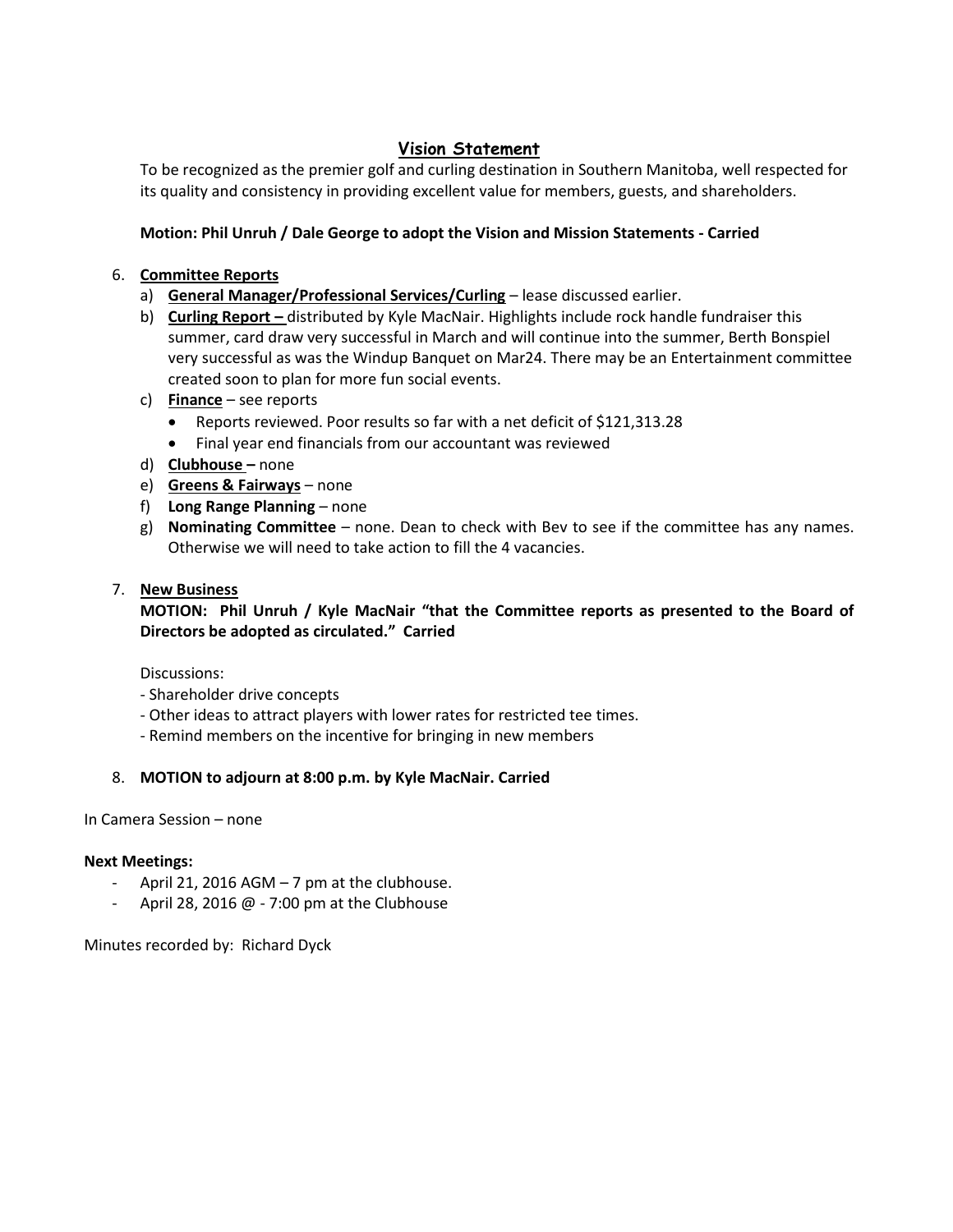## Vision Statement

To be recognized as the premier golf and curling destination in Southern Manitoba, well respected for its quality and consistency in providing excellent value for members, guests, and shareholders.

**Motion: Phil Unruh / Dale George to adopt the Vision and Mission Statements - Carried**

6. **Committee Reports**
   a) **General Manager/Professional Services/Curling** – lease discussed earlier.
   b) **Curling Report –** distributed by Kyle MacNair. Highlights include rock handle fundraiser this summer, card draw very successful in March and will continue into the summer, Berth Bonspiel very successful as was the Windup Banquet on Mar24. There may be an Entertainment committee created soon to plan for more fun social events.
   c) **Finance** – see reports
      - Reports reviewed. Poor results so far with a net deficit of $121,313.28
      - Final year end financials from our accountant was reviewed
   d) **Clubhouse –** none
   e) **Greens & Fairways** – none
   f) **Long Range Planning** – none
   g) **Nominating Committee** – none. Dean to check with Bev to see if the committee has any names. Otherwise we will need to take action to fill the 4 vacancies.

7. **New Business**

   **MOTION: Phil Unruh / Kyle MacNair "that the Committee reports as presented to the Board of Directors be adopted as circulated." Carried**

   Discussions:
   - Shareholder drive concepts
   - Other ideas to attract players with lower rates for restricted tee times.
   - Remind members on the incentive for bringing in new members

8. **MOTION to adjourn at 8:00 p.m. by Kyle MacNair. Carried**

In Camera Session – none

**Next Meetings:**

- April 21, 2016 AGM – 7 pm at the clubhouse.
- April 28, 2016 @ - 7:00 pm at the Clubhouse

Minutes recorded by: Richard Dyck